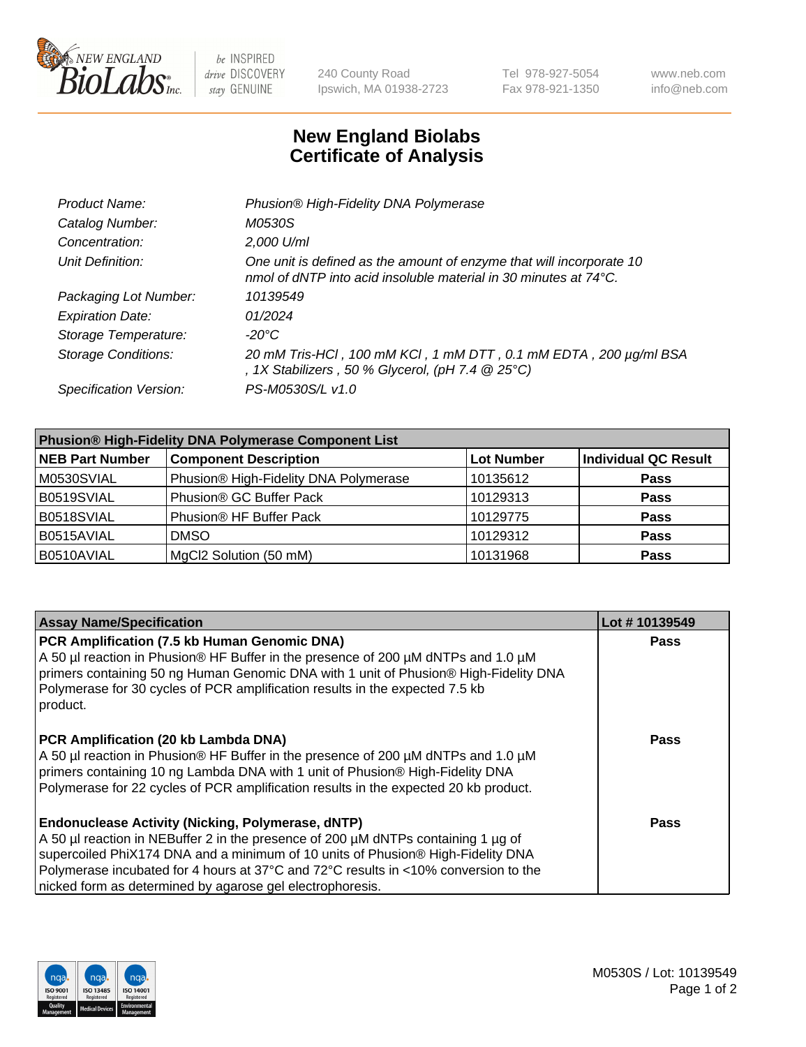# New England Biolabs
# Certificate of Analysis

| | |
|---|---|
| *Product Name:* | *Phusion® High-Fidelity DNA Polymerase* |
| *Catalog Number:* | *M0530S* |
| *Concentration:* | *2,000 U/ml* |
| *Unit Definition:* | *One unit is defined as the amount of enzyme that will incorporate 10 nmol of dNTP into acid insoluble material in 30 minutes at 74°C.* |
| *Packaging Lot Number:* | *10139549* |
| *Expiration Date:* | *01/2024* |
| *Storage Temperature:* | *-20°C* |
| *Storage Conditions:* | *20 mM Tris-HCl , 100 mM KCl , 1 mM DTT , 0.1 mM EDTA , 200 µg/ml BSA , 1X Stabilizers , 50 % Glycerol, (pH 7.4 @ 25°C)* |
| *Specification Version:* | *PS-M0530S/L v1.0* |

| **Phusion® High-Fidelity DNA Polymerase Component List** | | | |
|---|---|---|---|
| **NEB Part Number** | **Component Description** | **Lot Number** | **Individual QC Result** |
| M0530SVIAL | Phusion® High-Fidelity DNA Polymerase | 10135612 | **Pass** |
| B0519SVIAL | Phusion® GC Buffer Pack | 10129313 | **Pass** |
| B0518SVIAL | Phusion® HF Buffer Pack | 10129775 | **Pass** |
| B0515AVIAL | DMSO | 10129312 | **Pass** |
| B0510AVIAL | MgCl2 Solution (50 mM) | 10131968 | **Pass** |

| **Assay Name/Specification** | **Lot # 10139549** |
|---|---|
| **PCR Amplification (7.5 kb Human Genomic DNA)**<br>A 50 µl reaction in Phusion® HF Buffer in the presence of 200 µM dNTPs and 1.0 µM primers containing 50 ng Human Genomic DNA with 1 unit of Phusion® High-Fidelity DNA Polymerase for 30 cycles of PCR amplification results in the expected 7.5 kb product. | **Pass** |
| **PCR Amplification (20 kb Lambda DNA)**<br>A 50 µl reaction in Phusion® HF Buffer in the presence of 200 µM dNTPs and 1.0 µM primers containing 10 ng Lambda DNA with 1 unit of Phusion® High-Fidelity DNA Polymerase for 22 cycles of PCR amplification results in the expected 20 kb product. | **Pass** |
| **Endonuclease Activity (Nicking, Polymerase, dNTP)**<br>A 50 µl reaction in NEBuffer 2 in the presence of 200 µM dNTPs containing 1 µg of supercoiled PhiX174 DNA and a minimum of 10 units of Phusion® High-Fidelity DNA Polymerase incubated for 4 hours at 37°C and 72°C results in <10% conversion to the nicked form as determined by agarose gel electrophoresis. | **Pass** |

M0530S / Lot: 10139549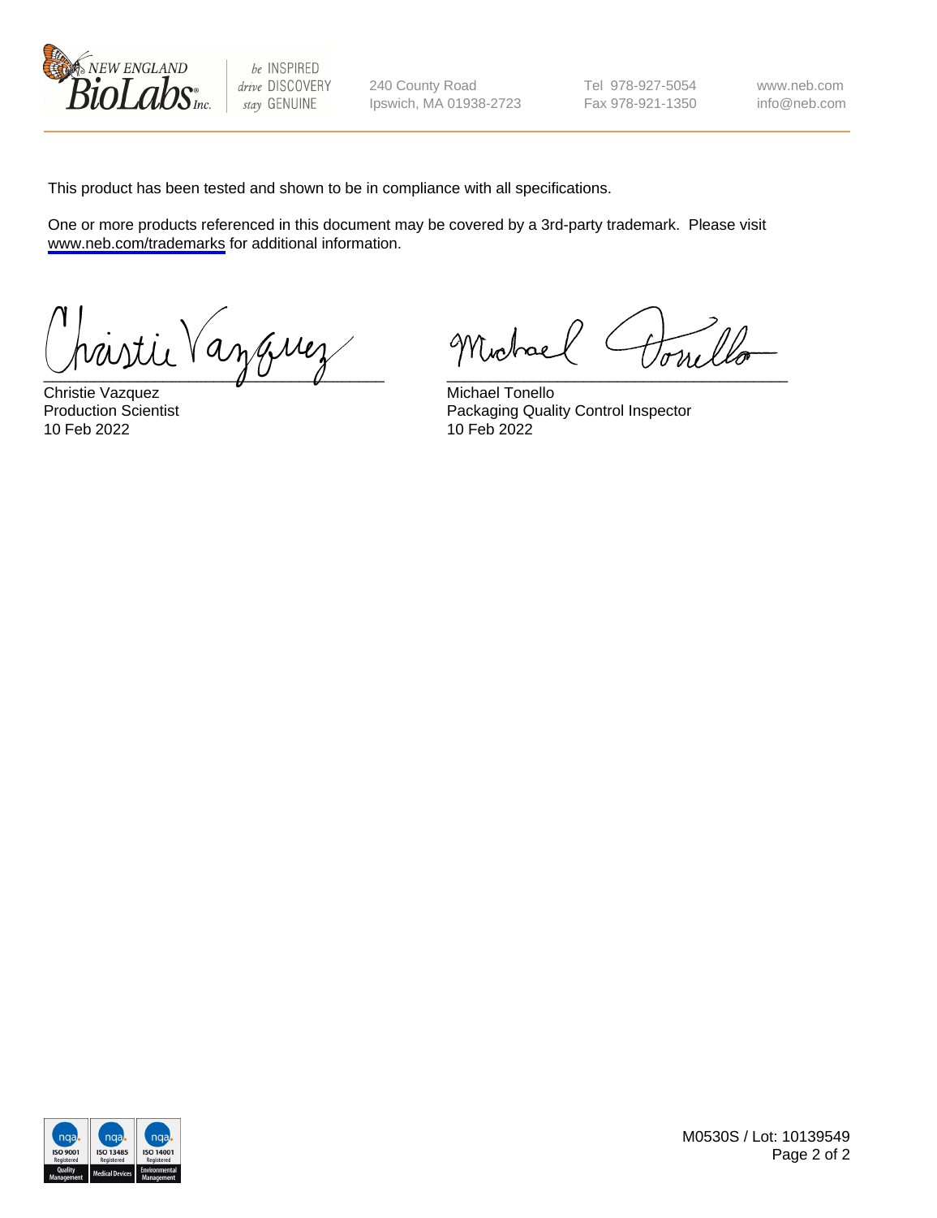This product has been tested and shown to be in compliance with all specifications.

One or more products referenced in this document may be covered by a 3rd-party trademark. Please visit www.neb.com/trademarks for additional information.

Christie Vazquez
Production Scientist
10 Feb 2022

Michael Tonello
Packaging Quality Control Inspector
10 Feb 2022

M0530S / Lot: 10139549